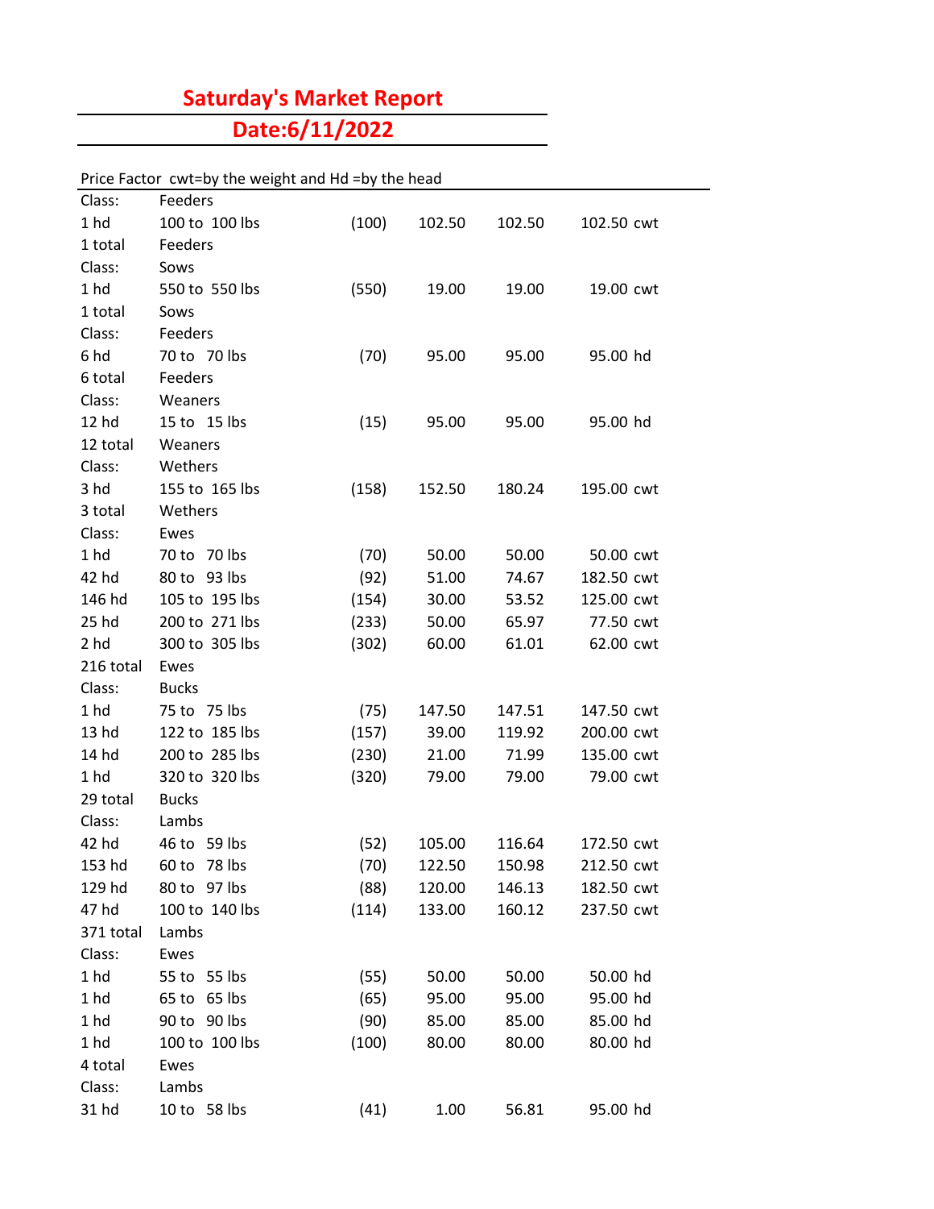# Saturday's Market Report

## Date:6/11/2022

Price Factor cwt=by the weight and Hd =by the head

| | | | | | | |
|---|---|---|---|---|---|---|
| Class: | Feeders | | | | | |
| 1 hd | 100 to 100 lbs | (100) | 102.50 | 102.50 | 102.50 | cwt |
| 1 total | Feeders | | | | | |
| Class: | Sows | | | | | |
| 1 hd | 550 to 550 lbs | (550) | 19.00 | 19.00 | 19.00 | cwt |
| 1 total | Sows | | | | | |
| Class: | Feeders | | | | | |
| 6 hd | 70 to 70 lbs | (70) | 95.00 | 95.00 | 95.00 | hd |
| 6 total | Feeders | | | | | |
| Class: | Weaners | | | | | |
| 12 hd | 15 to 15 lbs | (15) | 95.00 | 95.00 | 95.00 | hd |
| 12 total | Weaners | | | | | |
| Class: | Wethers | | | | | |
| 3 hd | 155 to 165 lbs | (158) | 152.50 | 180.24 | 195.00 | cwt |
| 3 total | Wethers | | | | | |
| Class: | Ewes | | | | | |
| 1 hd | 70 to 70 lbs | (70) | 50.00 | 50.00 | 50.00 | cwt |
| 42 hd | 80 to 93 lbs | (92) | 51.00 | 74.67 | 182.50 | cwt |
| 146 hd | 105 to 195 lbs | (154) | 30.00 | 53.52 | 125.00 | cwt |
| 25 hd | 200 to 271 lbs | (233) | 50.00 | 65.97 | 77.50 | cwt |
| 2 hd | 300 to 305 lbs | (302) | 60.00 | 61.01 | 62.00 | cwt |
| 216 total | Ewes | | | | | |
| Class: | Bucks | | | | | |
| 1 hd | 75 to 75 lbs | (75) | 147.50 | 147.51 | 147.50 | cwt |
| 13 hd | 122 to 185 lbs | (157) | 39.00 | 119.92 | 200.00 | cwt |
| 14 hd | 200 to 285 lbs | (230) | 21.00 | 71.99 | 135.00 | cwt |
| 1 hd | 320 to 320 lbs | (320) | 79.00 | 79.00 | 79.00 | cwt |
| 29 total | Bucks | | | | | |
| Class: | Lambs | | | | | |
| 42 hd | 46 to 59 lbs | (52) | 105.00 | 116.64 | 172.50 | cwt |
| 153 hd | 60 to 78 lbs | (70) | 122.50 | 150.98 | 212.50 | cwt |
| 129 hd | 80 to 97 lbs | (88) | 120.00 | 146.13 | 182.50 | cwt |
| 47 hd | 100 to 140 lbs | (114) | 133.00 | 160.12 | 237.50 | cwt |
| 371 total | Lambs | | | | | |
| Class: | Ewes | | | | | |
| 1 hd | 55 to 55 lbs | (55) | 50.00 | 50.00 | 50.00 | hd |
| 1 hd | 65 to 65 lbs | (65) | 95.00 | 95.00 | 95.00 | hd |
| 1 hd | 90 to 90 lbs | (90) | 85.00 | 85.00 | 85.00 | hd |
| 1 hd | 100 to 100 lbs | (100) | 80.00 | 80.00 | 80.00 | hd |
| 4 total | Ewes | | | | | |
| Class: | Lambs | | | | | |
| 31 hd | 10 to 58 lbs | (41) | 1.00 | 56.81 | 95.00 | hd |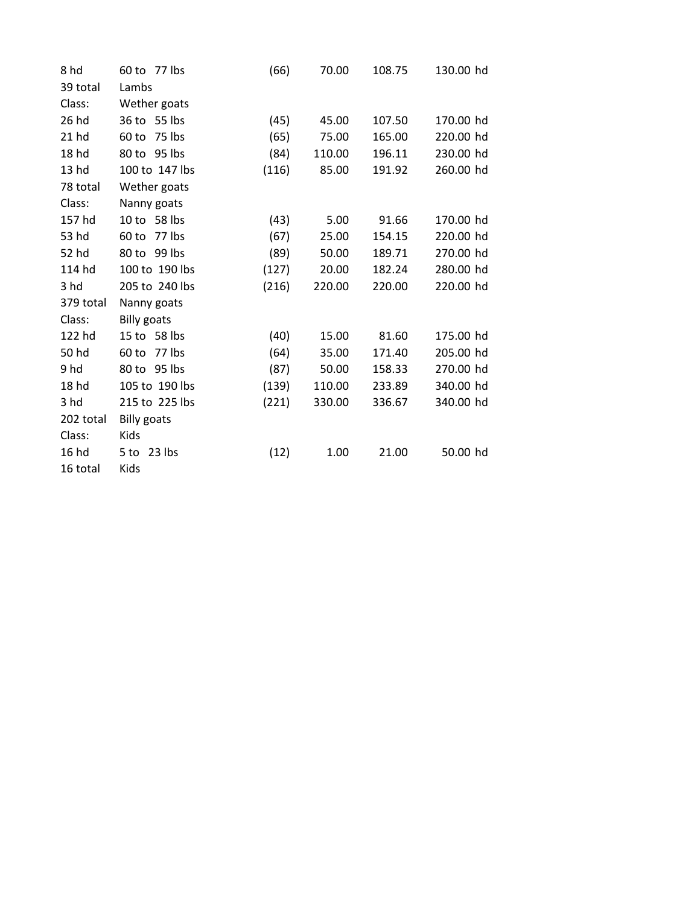| | | | | | |
|---|---|---|---|---|---|
| 8 hd | 60 to 77 lbs | (66) | 70.00 | 108.75 | 130.00 hd |
| 39 total | Lambs | | | | |
| Class: | Wether goats | | | | |
| 26 hd | 36 to 55 lbs | (45) | 45.00 | 107.50 | 170.00 hd |
| 21 hd | 60 to 75 lbs | (65) | 75.00 | 165.00 | 220.00 hd |
| 18 hd | 80 to 95 lbs | (84) | 110.00 | 196.11 | 230.00 hd |
| 13 hd | 100 to 147 lbs | (116) | 85.00 | 191.92 | 260.00 hd |
| 78 total | Wether goats | | | | |
| Class: | Nanny goats | | | | |
| 157 hd | 10 to 58 lbs | (43) | 5.00 | 91.66 | 170.00 hd |
| 53 hd | 60 to 77 lbs | (67) | 25.00 | 154.15 | 220.00 hd |
| 52 hd | 80 to 99 lbs | (89) | 50.00 | 189.71 | 270.00 hd |
| 114 hd | 100 to 190 lbs | (127) | 20.00 | 182.24 | 280.00 hd |
| 3 hd | 205 to 240 lbs | (216) | 220.00 | 220.00 | 220.00 hd |
| 379 total | Nanny goats | | | | |
| Class: | Billy goats | | | | |
| 122 hd | 15 to 58 lbs | (40) | 15.00 | 81.60 | 175.00 hd |
| 50 hd | 60 to 77 lbs | (64) | 35.00 | 171.40 | 205.00 hd |
| 9 hd | 80 to 95 lbs | (87) | 50.00 | 158.33 | 270.00 hd |
| 18 hd | 105 to 190 lbs | (139) | 110.00 | 233.89 | 340.00 hd |
| 3 hd | 215 to 225 lbs | (221) | 330.00 | 336.67 | 340.00 hd |
| 202 total | Billy goats | | | | |
| Class: | Kids | | | | |
| 16 hd | 5 to 23 lbs | (12) | 1.00 | 21.00 | 50.00 hd |
| 16 total | Kids | | | | |